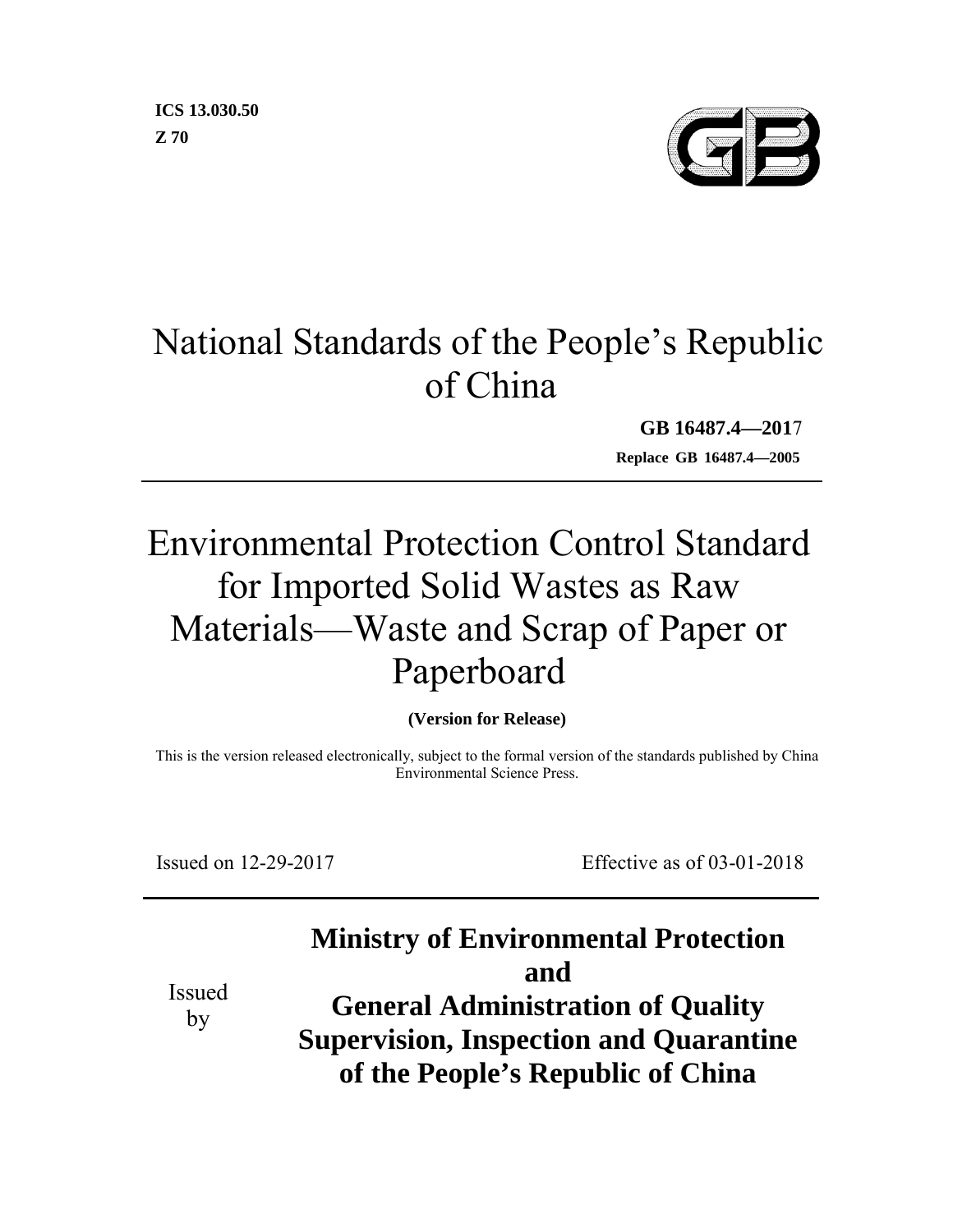ICS 13.030.50
Z 70

# National Standards of the People's Republic of China

**GB 16487.4—2017**

**Replace GB 16487.4—2005**

# Environmental Protection Control Standard for Imported Solid Wastes as Raw Materials—Waste and Scrap of Paper or Paperboard

**(Version for Release)**

This is the version released electronically, subject to the formal version of the standards published by China Environmental Science Press.

Issued on 12-29-2017 Effective as of 03-01-2018

Issued by

**Ministry of Environmental Protection**
**and**
**General Administration of Quality Supervision, Inspection and Quarantine of the People's Republic of China**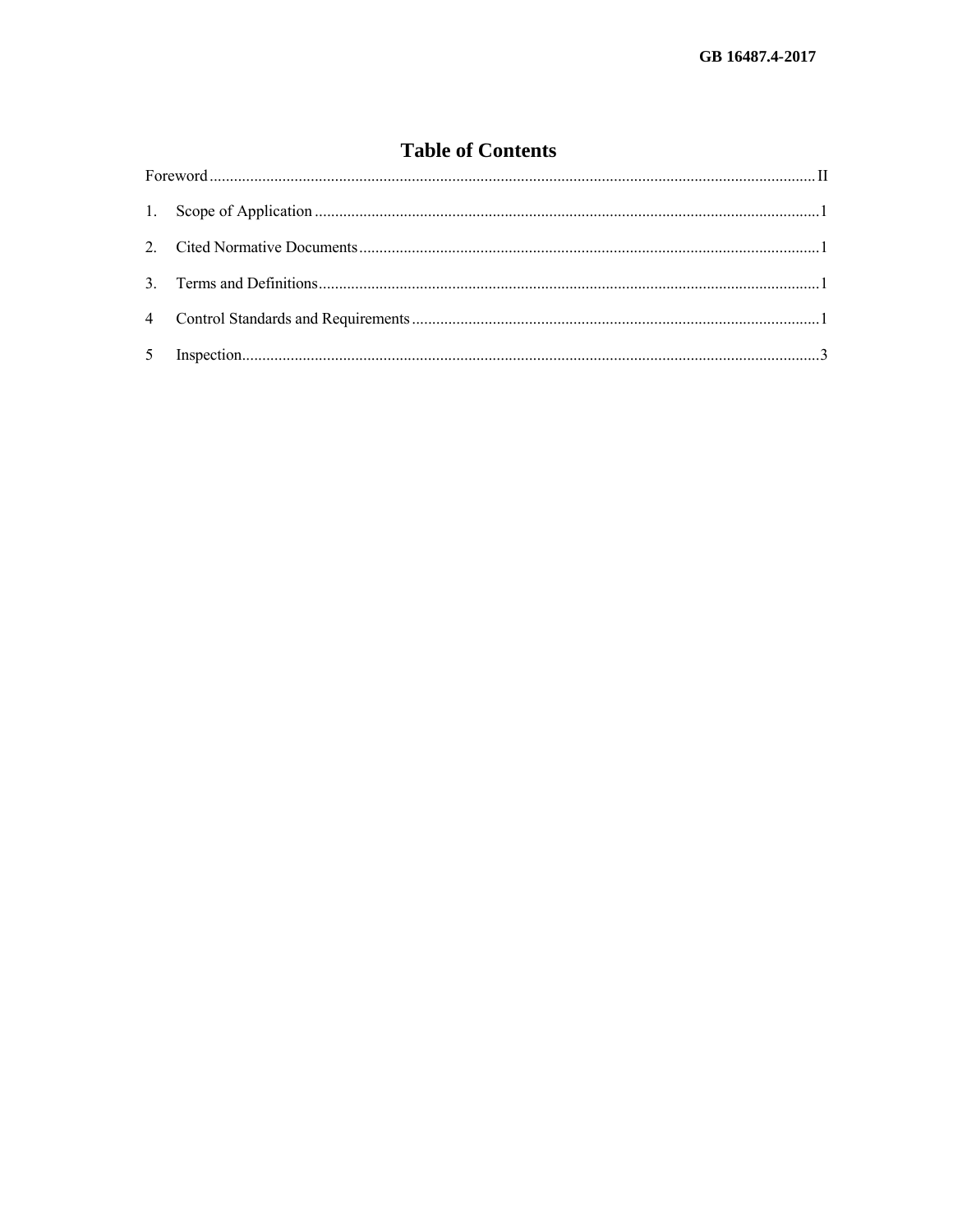# Table of Contents

Foreword ........................................................................................................................................ II

1. Scope of Application ............................................................................................................... 1

2. Cited Normative Documents .................................................................................................... 1

3. Terms and Definitions .............................................................................................................. 1

4 Control Standards and Requirements ....................................................................................... 1

5 Inspection ................................................................................................................................. 3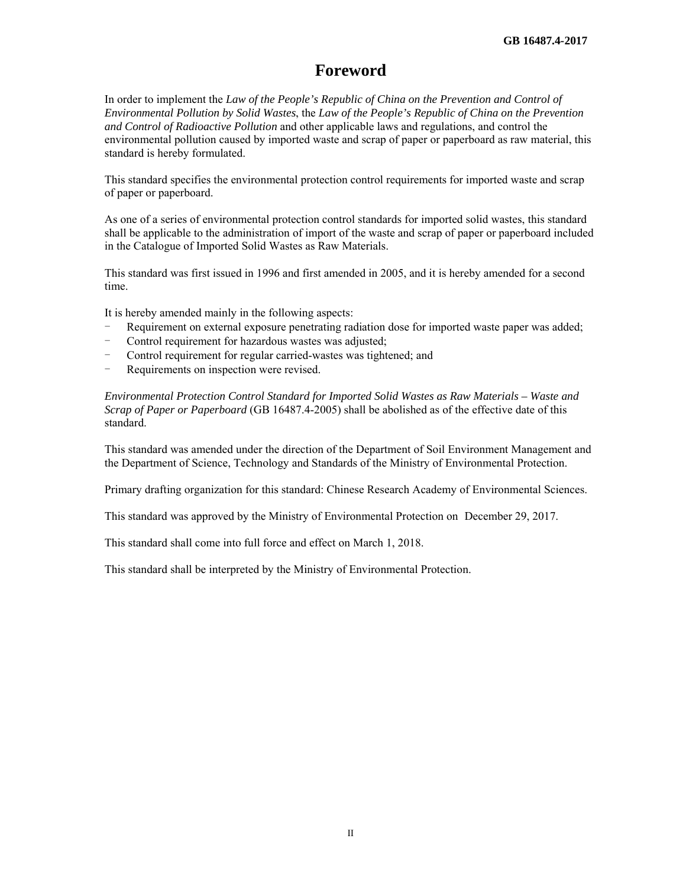# Foreword

In order to implement the *Law of the People's Republic of China on the Prevention and Control of Environmental Pollution by Solid Wastes*, the *Law of the People's Republic of China on the Prevention and Control of Radioactive Pollution* and other applicable laws and regulations, and control the environmental pollution caused by imported waste and scrap of paper or paperboard as raw material, this standard is hereby formulated.

This standard specifies the environmental protection control requirements for imported waste and scrap of paper or paperboard.

As one of a series of environmental protection control standards for imported solid wastes, this standard shall be applicable to the administration of import of the waste and scrap of paper or paperboard included in the Catalogue of Imported Solid Wastes as Raw Materials.

This standard was first issued in 1996 and first amended in 2005, and it is hereby amended for a second time.

It is hereby amended mainly in the following aspects:

- Requirement on external exposure penetrating radiation dose for imported waste paper was added;
- Control requirement for hazardous wastes was adjusted;
- Control requirement for regular carried-wastes was tightened; and
- Requirements on inspection were revised.

*Environmental Protection Control Standard for Imported Solid Wastes as Raw Materials – Waste and Scrap of Paper or Paperboard* (GB 16487.4-2005) shall be abolished as of the effective date of this standard.

This standard was amended under the direction of the Department of Soil Environment Management and the Department of Science, Technology and Standards of the Ministry of Environmental Protection.

Primary drafting organization for this standard: Chinese Research Academy of Environmental Sciences.

This standard was approved by the Ministry of Environmental Protection on December 29, 2017.

This standard shall come into full force and effect on March 1, 2018.

This standard shall be interpreted by the Ministry of Environmental Protection.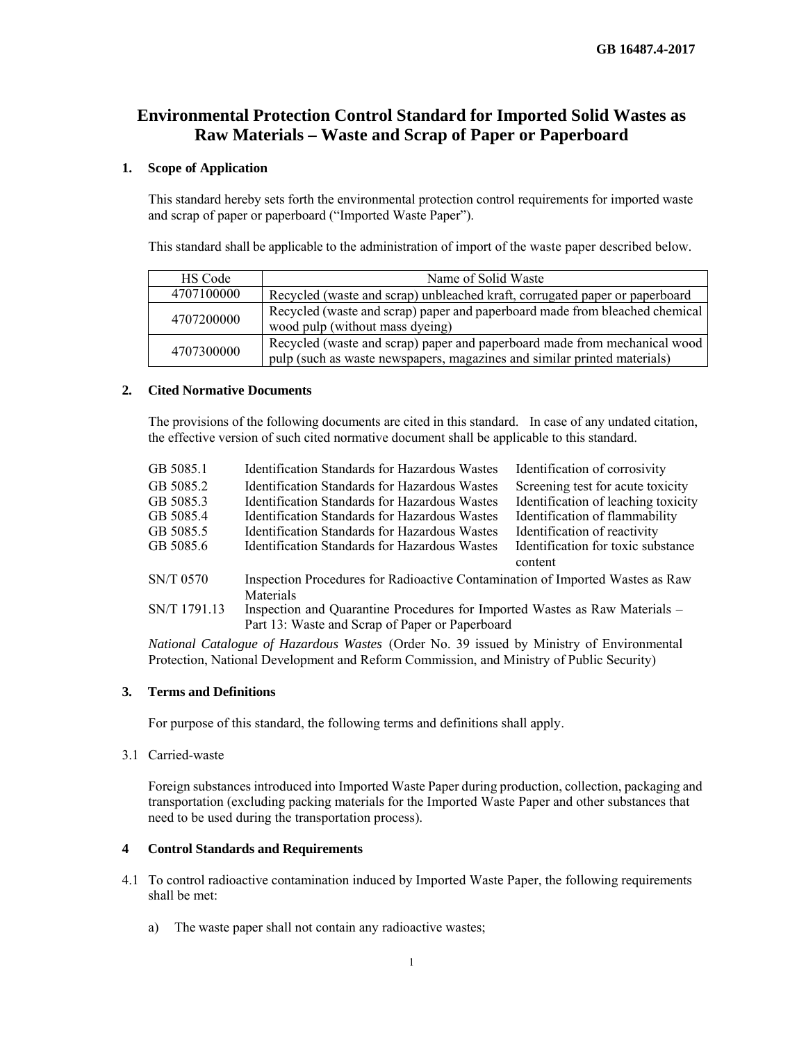# Environmental Protection Control Standard for Imported Solid Wastes as Raw Materials – Waste and Scrap of Paper or Paperboard

## 1. Scope of Application

This standard hereby sets forth the environmental protection control requirements for imported waste and scrap of paper or paperboard ("Imported Waste Paper").

This standard shall be applicable to the administration of import of the waste paper described below.

| HS Code | Name of Solid Waste |
|---|---|
| 4707100000 | Recycled (waste and scrap) unbleached kraft, corrugated paper or paperboard |
| 4707200000 | Recycled (waste and scrap) paper and paperboard made from bleached chemical wood pulp (without mass dyeing) |
| 4707300000 | Recycled (waste and scrap) paper and paperboard made from mechanical wood pulp (such as waste newspapers, magazines and similar printed materials) |

## 2. Cited Normative Documents

The provisions of the following documents are cited in this standard. In case of any undated citation, the effective version of such cited normative document shall be applicable to this standard.

| | | |
|---|---|---|
| GB 5085.1 | Identification Standards for Hazardous Wastes | Identification of corrosivity |
| GB 5085.2 | Identification Standards for Hazardous Wastes | Screening test for acute toxicity |
| GB 5085.3 | Identification Standards for Hazardous Wastes | Identification of leaching toxicity |
| GB 5085.4 | Identification Standards for Hazardous Wastes | Identification of flammability |
| GB 5085.5 | Identification Standards for Hazardous Wastes | Identification of reactivity |
| GB 5085.6 | Identification Standards for Hazardous Wastes | Identification for toxic substance content |
| SN/T 0570 | Inspection Procedures for Radioactive Contamination of Imported Wastes as Raw Materials | |
| SN/T 1791.13 | Inspection and Quarantine Procedures for Imported Wastes as Raw Materials – Part 13: Waste and Scrap of Paper or Paperboard | |

*National Catalogue of Hazardous Wastes* (Order No. 39 issued by Ministry of Environmental Protection, National Development and Reform Commission, and Ministry of Public Security)

## 3. Terms and Definitions

For purpose of this standard, the following terms and definitions shall apply.

3.1 Carried-waste

Foreign substances introduced into Imported Waste Paper during production, collection, packaging and transportation (excluding packing materials for the Imported Waste Paper and other substances that need to be used during the transportation process).

## 4 Control Standards and Requirements

4.1 To control radioactive contamination induced by Imported Waste Paper, the following requirements shall be met:

a) The waste paper shall not contain any radioactive wastes;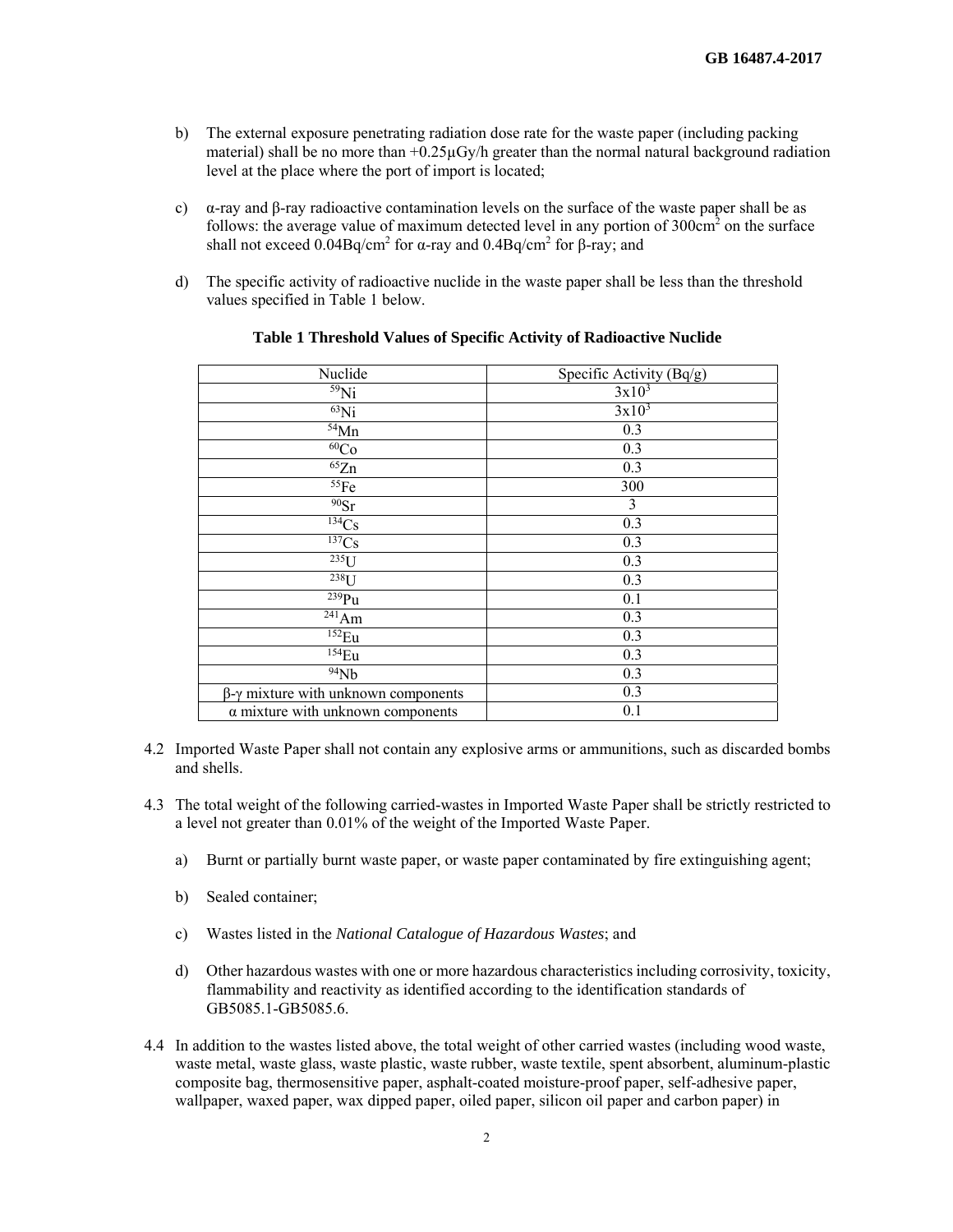b) The external exposure penetrating radiation dose rate for the waste paper (including packing material) shall be no more than +0.25μGy/h greater than the normal natural background radiation level at the place where the port of import is located;

c) α-ray and β-ray radioactive contamination levels on the surface of the waste paper shall be as follows: the average value of maximum detected level in any portion of $300cm^2$ on the surface shall not exceed $0.04Bq/cm^2$ for α-ray and $0.4Bq/cm^2$ for β-ray; and

d) The specific activity of radioactive nuclide in the waste paper shall be less than the threshold values specified in Table 1 below.

**Table 1 Threshold Values of Specific Activity of Radioactive Nuclide**

| Nuclide | Specific Activity (Bq/g) |
|---|---|
| $^{59}Ni$ | $3x10^3$ |
| $^{63}Ni$ | $3x10^3$ |
| $^{54}Mn$ | 0.3 |
| $^{60}Co$ | 0.3 |
| $^{65}Zn$ | 0.3 |
| $^{55}Fe$ | 300 |
| $^{90}Sr$ | 3 |
| $^{134}Cs$ | 0.3 |
| $^{137}Cs$ | 0.3 |
| $^{235}U$ | 0.3 |
| $^{238}U$ | 0.3 |
| $^{239}Pu$ | 0.1 |
| $^{241}Am$ | 0.3 |
| $^{152}Eu$ | 0.3 |
| $^{154}Eu$ | 0.3 |
| $^{94}Nb$ | 0.3 |
| β-γ mixture with unknown components | 0.3 |
| α mixture with unknown components | 0.1 |

4.2 Imported Waste Paper shall not contain any explosive arms or ammunitions, such as discarded bombs and shells.

4.3 The total weight of the following carried-wastes in Imported Waste Paper shall be strictly restricted to a level not greater than 0.01% of the weight of the Imported Waste Paper.

a) Burnt or partially burnt waste paper, or waste paper contaminated by fire extinguishing agent;

b) Sealed container;

c) Wastes listed in the *National Catalogue of Hazardous Wastes*; and

d) Other hazardous wastes with one or more hazardous characteristics including corrosivity, toxicity, flammability and reactivity as identified according to the identification standards of GB5085.1-GB5085.6.

4.4 In addition to the wastes listed above, the total weight of other carried wastes (including wood waste, waste metal, waste glass, waste plastic, waste rubber, waste textile, spent absorbent, aluminum-plastic composite bag, thermosensitive paper, asphalt-coated moisture-proof paper, self-adhesive paper, wallpaper, waxed paper, wax dipped paper, oiled paper, silicon oil paper and carbon paper) in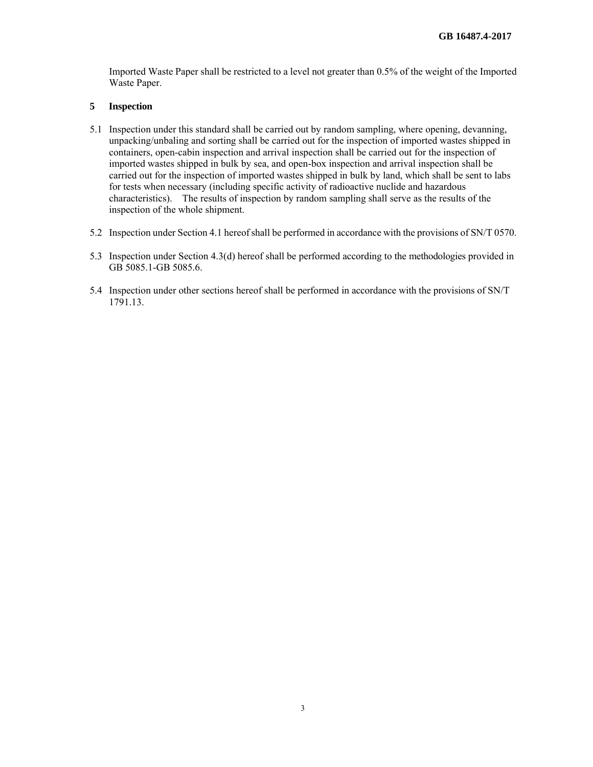Imported Waste Paper shall be restricted to a level not greater than 0.5% of the weight of the Imported Waste Paper.

## 5 Inspection

5.1 Inspection under this standard shall be carried out by random sampling, where opening, devanning, unpacking/unbaling and sorting shall be carried out for the inspection of imported wastes shipped in containers, open-cabin inspection and arrival inspection shall be carried out for the inspection of imported wastes shipped in bulk by sea, and open-box inspection and arrival inspection shall be carried out for the inspection of imported wastes shipped in bulk by land, which shall be sent to labs for tests when necessary (including specific activity of radioactive nuclide and hazardous characteristics). The results of inspection by random sampling shall serve as the results of the inspection of the whole shipment.

5.2 Inspection under Section 4.1 hereof shall be performed in accordance with the provisions of SN/T 0570.

5.3 Inspection under Section 4.3(d) hereof shall be performed according to the methodologies provided in GB 5085.1-GB 5085.6.

5.4 Inspection under other sections hereof shall be performed in accordance with the provisions of SN/T 1791.13.